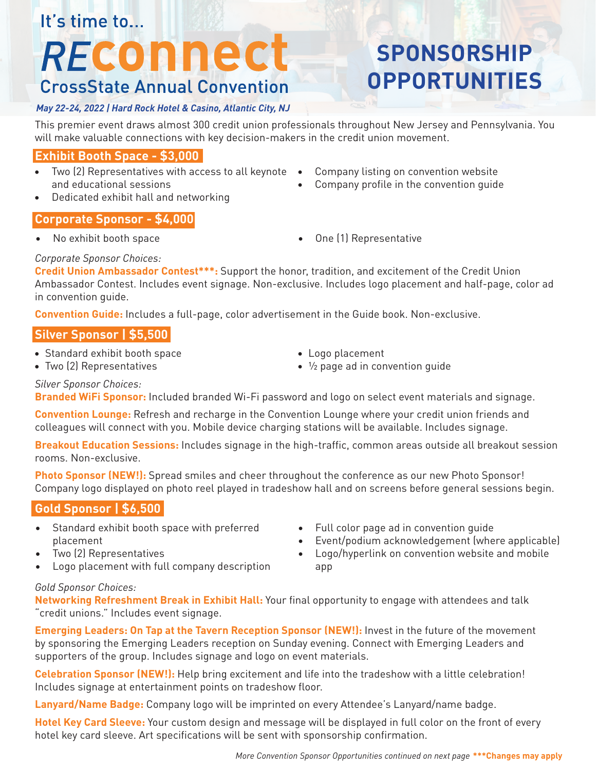It's time to...

# REconnect

## CrossState Annual Convention

# SPONSORSHIP OPPORTUNITIES

***May 22-24, 2022 | Hard Rock Hotel & Casino, Atlantic City, NJ***

This premier event draws almost 300 credit union professionals throughout New Jersey and Pennsylvania. You will make valuable connections with key decision-makers in the credit union movement.

## Exhibit Booth Space - $3,000

- Two (2) Representatives with access to all keynote and educational sessions
- Dedicated exhibit hall and networking
- Company listing on convention website
- Company profile in the convention guide

## Corporate Sponsor - $4,000

- No exhibit booth space
- One (1) Representative

*Corporate Sponsor Choices:*

**Credit Union Ambassador Contest***:** Support the honor, tradition, and excitement of the Credit Union Ambassador Contest. Includes event signage. Non-exclusive. Includes logo placement and half-page, color ad in convention guide.

**Convention Guide:** Includes a full-page, color advertisement in the Guide book. Non-exclusive.

## Silver Sponsor | $5,500

- Standard exhibit booth space
- Two (2) Representatives
- Logo placement
- ½ page ad in convention guide

*Silver Sponsor Choices:*

**Branded WiFi Sponsor:** Included branded Wi-Fi password and logo on select event materials and signage.

**Convention Lounge:** Refresh and recharge in the Convention Lounge where your credit union friends and colleagues will connect with you. Mobile device charging stations will be available. Includes signage.

**Breakout Education Sessions:** Includes signage in the high-traffic, common areas outside all breakout session rooms. Non-exclusive.

**Photo Sponsor (NEW!):** Spread smiles and cheer throughout the conference as our new Photo Sponsor! Company logo displayed on photo reel played in tradeshow hall and on screens before general sessions begin.

## Gold Sponsor | $6,500

- Standard exhibit booth space with preferred placement
- Two (2) Representatives
- Logo placement with full company description
- Full color page ad in convention guide
- Event/podium acknowledgement (where applicable)
- Logo/hyperlink on convention website and mobile app

*Gold Sponsor Choices:*

**Networking Refreshment Break in Exhibit Hall:** Your final opportunity to engage with attendees and talk "credit unions." Includes event signage.

**Emerging Leaders: On Tap at the Tavern Reception Sponsor (NEW!):** Invest in the future of the movement by sponsoring the Emerging Leaders reception on Sunday evening. Connect with Emerging Leaders and supporters of the group. Includes signage and logo on event materials.

**Celebration Sponsor (NEW!):** Help bring excitement and life into the tradeshow with a little celebration! Includes signage at entertainment points on tradeshow floor.

**Lanyard/Name Badge:** Company logo will be imprinted on every Attendee's Lanyard/name badge.

**Hotel Key Card Sleeve:** Your custom design and message will be displayed in full color on the front of every hotel key card sleeve. Art specifications will be sent with sponsorship confirmation.

*More Convention Sponsor Opportunities continued on next page* **\*\*\*Changes may apply**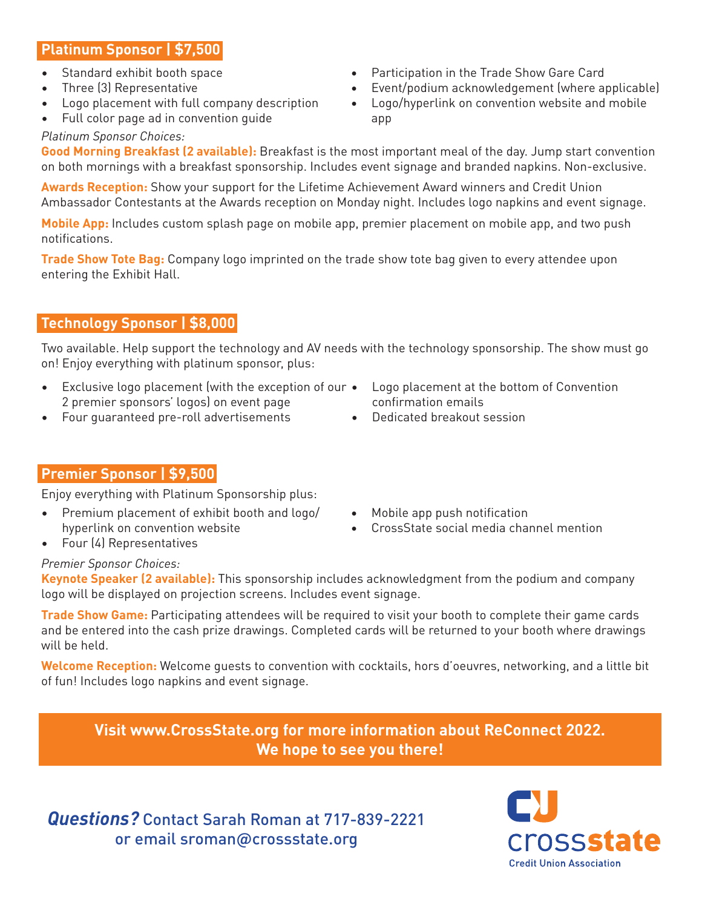## Platinum Sponsor | $7,500

- Standard exhibit booth space
- Three (3) Representative
- Logo placement with full company description
- Full color page ad in convention guide
- Participation in the Trade Show Gare Card
- Event/podium acknowledgement (where applicable)
- Logo/hyperlink on convention website and mobile app

*Platinum Sponsor Choices:*

**Good Morning Breakfast (2 available):** Breakfast is the most important meal of the day. Jump start convention on both mornings with a breakfast sponsorship. Includes event signage and branded napkins. Non-exclusive.

**Awards Reception:** Show your support for the Lifetime Achievement Award winners and Credit Union Ambassador Contestants at the Awards reception on Monday night. Includes logo napkins and event signage.

**Mobile App:** Includes custom splash page on mobile app, premier placement on mobile app, and two push notifications.

**Trade Show Tote Bag:** Company logo imprinted on the trade show tote bag given to every attendee upon entering the Exhibit Hall.

## Technology Sponsor | $8,000

Two available. Help support the technology and AV needs with the technology sponsorship. The show must go on! Enjoy everything with platinum sponsor, plus:

- Exclusive logo placement (with the exception of our 2 premier sponsors' logos) on event page
- Four guaranteed pre-roll advertisements
- Logo placement at the bottom of Convention confirmation emails
- Dedicated breakout session

## Premier Sponsor | $9,500

Enjoy everything with Platinum Sponsorship plus:

- Premium placement of exhibit booth and logo/ hyperlink on convention website
- Four (4) Representatives
- Mobile app push notification
- CrossState social media channel mention

*Premier Sponsor Choices:*

**Keynote Speaker (2 available):** This sponsorship includes acknowledgment from the podium and company logo will be displayed on projection screens. Includes event signage.

**Trade Show Game:** Participating attendees will be required to visit your booth to complete their game cards and be entered into the cash prize drawings. Completed cards will be returned to your booth where drawings will be held.

**Welcome Reception:** Welcome guests to convention with cocktails, hors d'oeuvres, networking, and a little bit of fun! Includes logo napkins and event signage.

**Visit www.CrossState.org for more information about ReConnect 2022. We hope to see you there!**

***Questions?*** Contact Sarah Roman at 717-839-2221 or email sroman@crossstate.org

CU crossstate Credit Union Association